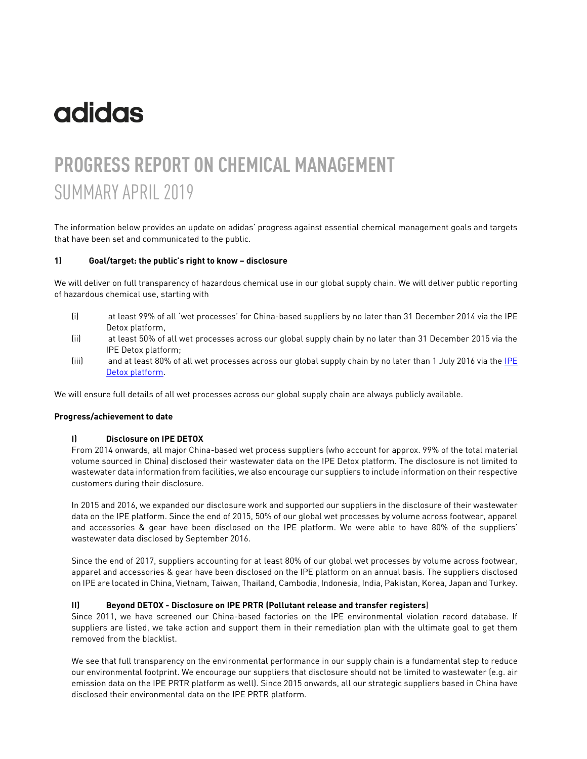adidas

# PROGRESS REPORT ON CHEMICAL MANAGEMENT

## SUMMARY APRIL 2019

The information below provides an update on adidas' progress against essential chemical management goals and targets that have been set and communicated to the public.

### 1) Goal/target: the public's right to know – disclosure

We will deliver on full transparency of hazardous chemical use in our global supply chain. We will deliver public reporting of hazardous chemical use, starting with

(i) at least 99% of all 'wet processes' for China-based suppliers by no later than 31 December 2014 via the IPE Detox platform,

(ii) at least 50% of all wet processes across our global supply chain by no later than 31 December 2015 via the IPE Detox platform;

(iii) and at least 80% of all wet processes across our global supply chain by no later than 1 July 2016 via the IPE Detox platform.

We will ensure full details of all wet processes across our global supply chain are always publicly available.

**Progress/achievement to date**

#### I) Disclosure on IPE DETOX

From 2014 onwards, all major China-based wet process suppliers (who account for approx. 99% of the total material volume sourced in China) disclosed their wastewater data on the IPE Detox platform. The disclosure is not limited to wastewater data information from facilities, we also encourage our suppliers to include information on their respective customers during their disclosure.

In 2015 and 2016, we expanded our disclosure work and supported our suppliers in the disclosure of their wastewater data on the IPE platform. Since the end of 2015, 50% of our global wet processes by volume across footwear, apparel and accessories & gear have been disclosed on the IPE platform. We were able to have 80% of the suppliers' wastewater data disclosed by September 2016.

Since the end of 2017, suppliers accounting for at least 80% of our global wet processes by volume across footwear, apparel and accessories & gear have been disclosed on the IPE platform on an annual basis. The suppliers disclosed on IPE are located in China, Vietnam, Taiwan, Thailand, Cambodia, Indonesia, India, Pakistan, Korea, Japan and Turkey.

#### II) Beyond DETOX - Disclosure on IPE PRTR (Pollutant release and transfer registers)

Since 2011, we have screened our China-based factories on the IPE environmental violation record database. If suppliers are listed, we take action and support them in their remediation plan with the ultimate goal to get them removed from the blacklist.

We see that full transparency on the environmental performance in our supply chain is a fundamental step to reduce our environmental footprint. We encourage our suppliers that disclosure should not be limited to wastewater (e.g. air emission data on the IPE PRTR platform as well). Since 2015 onwards, all our strategic suppliers based in China have disclosed their environmental data on the IPE PRTR platform.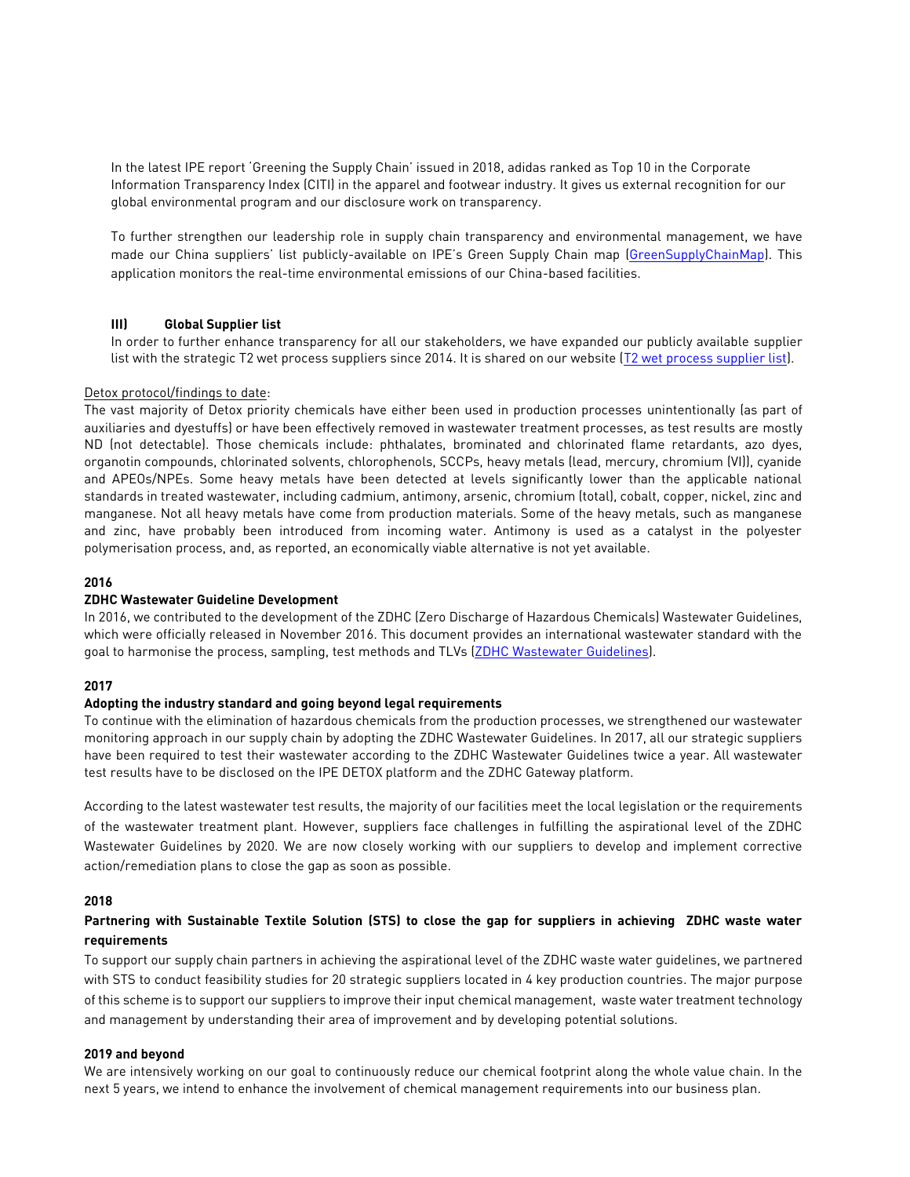In the latest IPE report 'Greening the Supply Chain' issued in 2018, adidas ranked as Top 10 in the Corporate Information Transparency Index (CITI) in the apparel and footwear industry. It gives us external recognition for our global environmental program and our disclosure work on transparency.

To further strengthen our leadership role in supply chain transparency and environmental management, we have made our China suppliers' list publicly-available on IPE's Green Supply Chain map (GreenSupplyChainMap). This application monitors the real-time environmental emissions of our China-based facilities.

**III) Global Supplier list**

In order to further enhance transparency for all our stakeholders, we have expanded our publicly available supplier list with the strategic T2 wet process suppliers since 2014. It is shared on our website (T2 wet process supplier list).

Detox protocol/findings to date:

The vast majority of Detox priority chemicals have either been used in production processes unintentionally (as part of auxiliaries and dyestuffs) or have been effectively removed in wastewater treatment processes, as test results are mostly ND (not detectable). Those chemicals include: phthalates, brominated and chlorinated flame retardants, azo dyes, organotin compounds, chlorinated solvents, chlorophenols, SCCPs, heavy metals (lead, mercury, chromium (VI)), cyanide and APEOs/NPEs. Some heavy metals have been detected at levels significantly lower than the applicable national standards in treated wastewater, including cadmium, antimony, arsenic, chromium (total), cobalt, copper, nickel, zinc and manganese. Not all heavy metals have come from production materials. Some of the heavy metals, such as manganese and zinc, have probably been introduced from incoming water. Antimony is used as a catalyst in the polyester polymerisation process, and, as reported, an economically viable alternative is not yet available.

**2016**

**ZDHC Wastewater Guideline Development**

In 2016, we contributed to the development of the ZDHC (Zero Discharge of Hazardous Chemicals) Wastewater Guidelines, which were officially released in November 2016. This document provides an international wastewater standard with the goal to harmonise the process, sampling, test methods and TLVs (ZDHC Wastewater Guidelines).

**2017**

**Adopting the industry standard and going beyond legal requirements**

To continue with the elimination of hazardous chemicals from the production processes, we strengthened our wastewater monitoring approach in our supply chain by adopting the ZDHC Wastewater Guidelines. In 2017, all our strategic suppliers have been required to test their wastewater according to the ZDHC Wastewater Guidelines twice a year. All wastewater test results have to be disclosed on the IPE DETOX platform and the ZDHC Gateway platform.

According to the latest wastewater test results, the majority of our facilities meet the local legislation or the requirements of the wastewater treatment plant. However, suppliers face challenges in fulfilling the aspirational level of the ZDHC Wastewater Guidelines by 2020. We are now closely working with our suppliers to develop and implement corrective action/remediation plans to close the gap as soon as possible.

**2018**

**Partnering with Sustainable Textile Solution (STS) to close the gap for suppliers in achieving ZDHC waste water requirements**

To support our supply chain partners in achieving the aspirational level of the ZDHC waste water guidelines, we partnered with STS to conduct feasibility studies for 20 strategic suppliers located in 4 key production countries. The major purpose of this scheme is to support our suppliers to improve their input chemical management, waste water treatment technology and management by understanding their area of improvement and by developing potential solutions.

**2019 and beyond**

We are intensively working on our goal to continuously reduce our chemical footprint along the whole value chain. In the next 5 years, we intend to enhance the involvement of chemical management requirements into our business plan.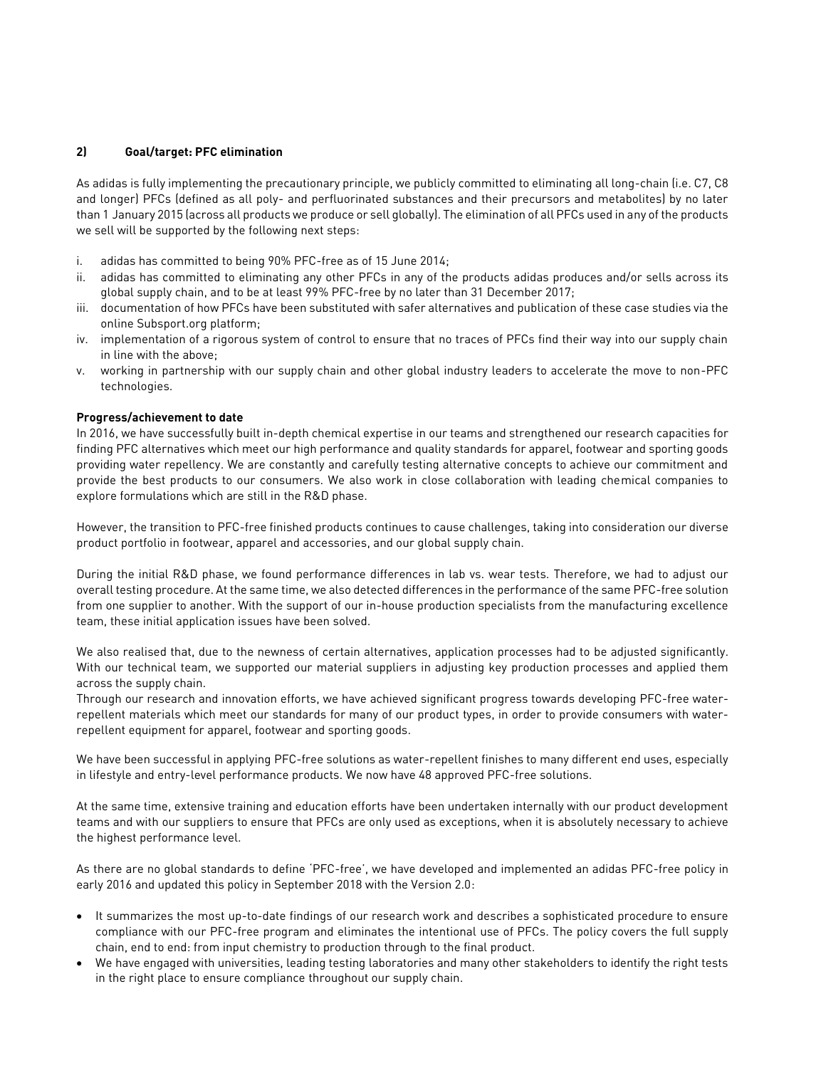## 2) Goal/target: PFC elimination

As adidas is fully implementing the precautionary principle, we publicly committed to eliminating all long-chain (i.e. C7, C8 and longer) PFCs (defined as all poly- and perfluorinated substances and their precursors and metabolites) by no later than 1 January 2015 (across all products we produce or sell globally). The elimination of all PFCs used in any of the products we sell will be supported by the following next steps:

i. adidas has committed to being 90% PFC-free as of 15 June 2014;
ii. adidas has committed to eliminating any other PFCs in any of the products adidas produces and/or sells across its global supply chain, and to be at least 99% PFC-free by no later than 31 December 2017;
iii. documentation of how PFCs have been substituted with safer alternatives and publication of these case studies via the online Subsport.org platform;
iv. implementation of a rigorous system of control to ensure that no traces of PFCs find their way into our supply chain in line with the above;
v. working in partnership with our supply chain and other global industry leaders to accelerate the move to non-PFC technologies.

**Progress/achievement to date**

In 2016, we have successfully built in-depth chemical expertise in our teams and strengthened our research capacities for finding PFC alternatives which meet our high performance and quality standards for apparel, footwear and sporting goods providing water repellency. We are constantly and carefully testing alternative concepts to achieve our commitment and provide the best products to our consumers. We also work in close collaboration with leading chemical companies to explore formulations which are still in the R&D phase.

However, the transition to PFC-free finished products continues to cause challenges, taking into consideration our diverse product portfolio in footwear, apparel and accessories, and our global supply chain.

During the initial R&D phase, we found performance differences in lab vs. wear tests. Therefore, we had to adjust our overall testing procedure. At the same time, we also detected differences in the performance of the same PFC-free solution from one supplier to another. With the support of our in-house production specialists from the manufacturing excellence team, these initial application issues have been solved.

We also realised that, due to the newness of certain alternatives, application processes had to be adjusted significantly. With our technical team, we supported our material suppliers in adjusting key production processes and applied them across the supply chain.
Through our research and innovation efforts, we have achieved significant progress towards developing PFC-free water-repellent materials which meet our standards for many of our product types, in order to provide consumers with water-repellent equipment for apparel, footwear and sporting goods.

We have been successful in applying PFC-free solutions as water-repellent finishes to many different end uses, especially in lifestyle and entry-level performance products. We now have 48 approved PFC-free solutions.

At the same time, extensive training and education efforts have been undertaken internally with our product development teams and with our suppliers to ensure that PFCs are only used as exceptions, when it is absolutely necessary to achieve the highest performance level.

As there are no global standards to define 'PFC-free', we have developed and implemented an adidas PFC-free policy in early 2016 and updated this policy in September 2018 with the Version 2.0:

- It summarizes the most up-to-date findings of our research work and describes a sophisticated procedure to ensure compliance with our PFC-free program and eliminates the intentional use of PFCs. The policy covers the full supply chain, end to end: from input chemistry to production through to the final product.
- We have engaged with universities, leading testing laboratories and many other stakeholders to identify the right tests in the right place to ensure compliance throughout our supply chain.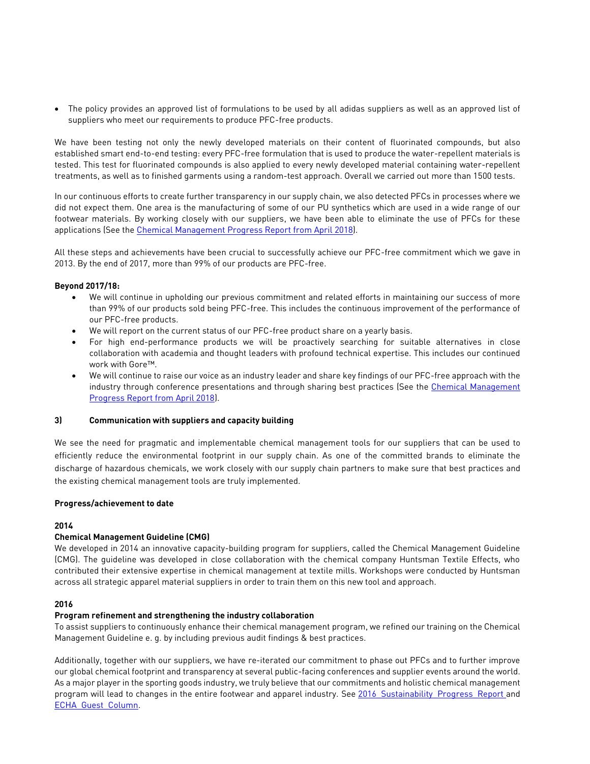- The policy provides an approved list of formulations to be used by all adidas suppliers as well as an approved list of suppliers who meet our requirements to produce PFC-free products.

We have been testing not only the newly developed materials on their content of fluorinated compounds, but also established smart end-to-end testing: every PFC-free formulation that is used to produce the water-repellent materials is tested. This test for fluorinated compounds is also applied to every newly developed material containing water-repellent treatments, as well as to finished garments using a random-test approach. Overall we carried out more than 1500 tests.

In our continuous efforts to create further transparency in our supply chain, we also detected PFCs in processes where we did not expect them. One area is the manufacturing of some of our PU synthetics which are used in a wide range of our footwear materials. By working closely with our suppliers, we have been able to eliminate the use of PFCs for these applications (See the Chemical Management Progress Report from April 2018).

All these steps and achievements have been crucial to successfully achieve our PFC-free commitment which we gave in 2013. By the end of 2017, more than 99% of our products are PFC-free.

**Beyond 2017/18:**

- We will continue in upholding our previous commitment and related efforts in maintaining our success of more than 99% of our products sold being PFC-free. This includes the continuous improvement of the performance of our PFC-free products.
- We will report on the current status of our PFC-free product share on a yearly basis.
- For high end-performance products we will be proactively searching for suitable alternatives in close collaboration with academia and thought leaders with profound technical expertise. This includes our continued work with Gore™.
- We will continue to raise our voice as an industry leader and share key findings of our PFC-free approach with the industry through conference presentations and through sharing best practices (See the Chemical Management Progress Report from April 2018).

**3) Communication with suppliers and capacity building**

We see the need for pragmatic and implementable chemical management tools for our suppliers that can be used to efficiently reduce the environmental footprint in our supply chain. As one of the committed brands to eliminate the discharge of hazardous chemicals, we work closely with our supply chain partners to make sure that best practices and the existing chemical management tools are truly implemented.

**Progress/achievement to date**

**2014**

**Chemical Management Guideline (CMG)**

We developed in 2014 an innovative capacity-building program for suppliers, called the Chemical Management Guideline (CMG). The guideline was developed in close collaboration with the chemical company Huntsman Textile Effects, who contributed their extensive expertise in chemical management at textile mills. Workshops were conducted by Huntsman across all strategic apparel material suppliers in order to train them on this new tool and approach.

**2016**

**Program refinement and strengthening the industry collaboration**

To assist suppliers to continuously enhance their chemical management program, we refined our training on the Chemical Management Guideline e. g. by including previous audit findings & best practices.

Additionally, together with our suppliers, we have re-iterated our commitment to phase out PFCs and to further improve our global chemical footprint and transparency at several public-facing conferences and supplier events around the world. As a major player in the sporting goods industry, we truly believe that our commitments and holistic chemical management program will lead to changes in the entire footwear and apparel industry. See 2016 Sustainability Progress Report and ECHA Guest Column.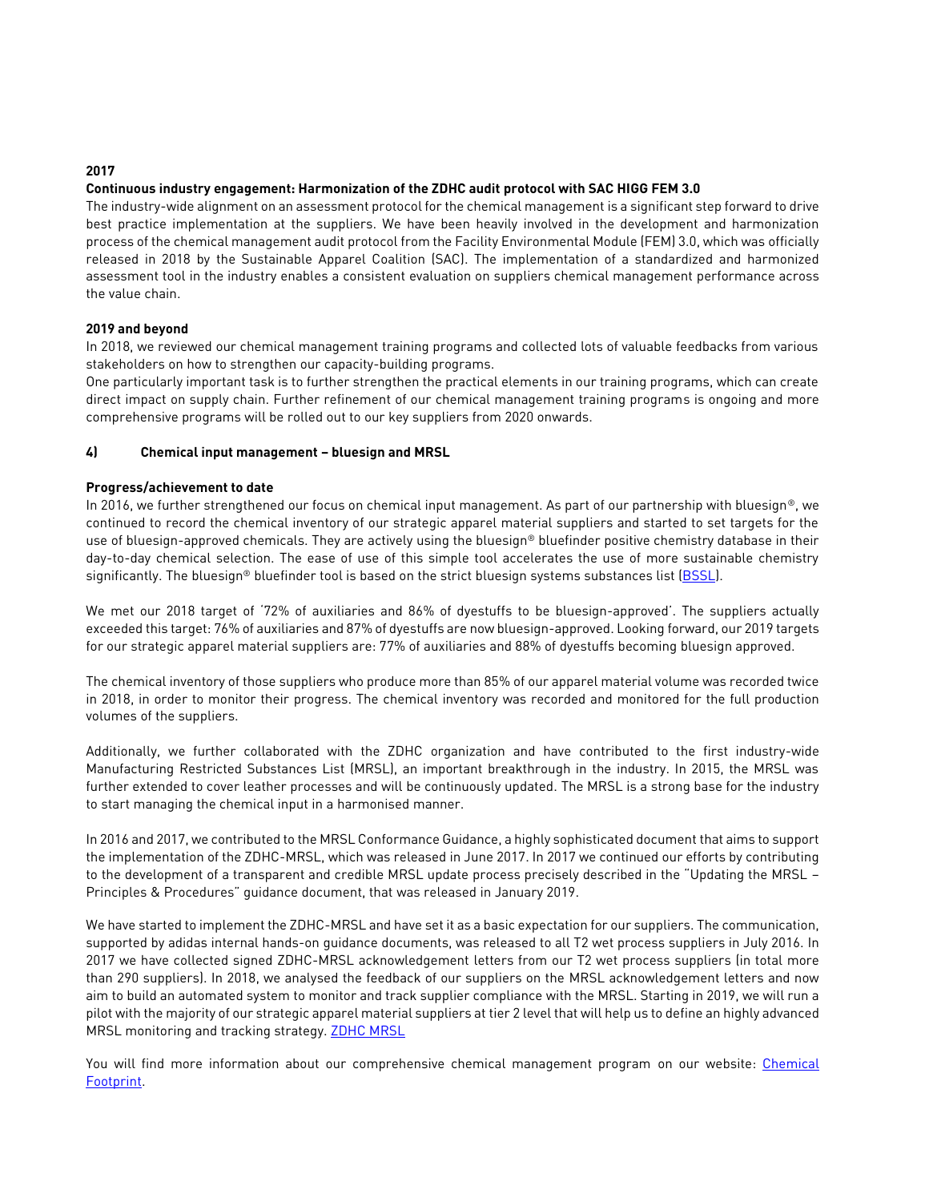**2017**

**Continuous industry engagement: Harmonization of the ZDHC audit protocol with SAC HIGG FEM 3.0**

The industry-wide alignment on an assessment protocol for the chemical management is a significant step forward to drive best practice implementation at the suppliers. We have been heavily involved in the development and harmonization process of the chemical management audit protocol from the Facility Environmental Module (FEM) 3.0, which was officially released in 2018 by the Sustainable Apparel Coalition (SAC). The implementation of a standardized and harmonized assessment tool in the industry enables a consistent evaluation on suppliers chemical management performance across the value chain.

**2019 and beyond**

In 2018, we reviewed our chemical management training programs and collected lots of valuable feedbacks from various stakeholders on how to strengthen our capacity-building programs.

One particularly important task is to further strengthen the practical elements in our training programs, which can create direct impact on supply chain. Further refinement of our chemical management training programs is ongoing and more comprehensive programs will be rolled out to our key suppliers from 2020 onwards.

**4) Chemical input management – bluesign and MRSL**

**Progress/achievement to date**

In 2016, we further strengthened our focus on chemical input management. As part of our partnership with bluesign®, we continued to record the chemical inventory of our strategic apparel material suppliers and started to set targets for the use of bluesign-approved chemicals. They are actively using the bluesign® bluefinder positive chemistry database in their day-to-day chemical selection. The ease of use of this simple tool accelerates the use of more sustainable chemistry significantly. The bluesign® bluefinder tool is based on the strict bluesign systems substances list (BSSL).

We met our 2018 target of '72% of auxiliaries and 86% of dyestuffs to be bluesign-approved'. The suppliers actually exceeded this target: 76% of auxiliaries and 87% of dyestuffs are now bluesign-approved. Looking forward, our 2019 targets for our strategic apparel material suppliers are: 77% of auxiliaries and 88% of dyestuffs becoming bluesign approved.

The chemical inventory of those suppliers who produce more than 85% of our apparel material volume was recorded twice in 2018, in order to monitor their progress. The chemical inventory was recorded and monitored for the full production volumes of the suppliers.

Additionally, we further collaborated with the ZDHC organization and have contributed to the first industry-wide Manufacturing Restricted Substances List (MRSL), an important breakthrough in the industry. In 2015, the MRSL was further extended to cover leather processes and will be continuously updated. The MRSL is a strong base for the industry to start managing the chemical input in a harmonised manner.

In 2016 and 2017, we contributed to the MRSL Conformance Guidance, a highly sophisticated document that aims to support the implementation of the ZDHC-MRSL, which was released in June 2017. In 2017 we continued our efforts by contributing to the development of a transparent and credible MRSL update process precisely described in the "Updating the MRSL – Principles & Procedures" guidance document, that was released in January 2019.

We have started to implement the ZDHC-MRSL and have set it as a basic expectation for our suppliers. The communication, supported by adidas internal hands-on guidance documents, was released to all T2 wet process suppliers in July 2016. In 2017 we have collected signed ZDHC-MRSL acknowledgement letters from our T2 wet process suppliers (in total more than 290 suppliers). In 2018, we analysed the feedback of our suppliers on the MRSL acknowledgement letters and now aim to build an automated system to monitor and track supplier compliance with the MRSL. Starting in 2019, we will run a pilot with the majority of our strategic apparel material suppliers at tier 2 level that will help us to define an highly advanced MRSL monitoring and tracking strategy. ZDHC MRSL

You will find more information about our comprehensive chemical management program on our website: Chemical Footprint.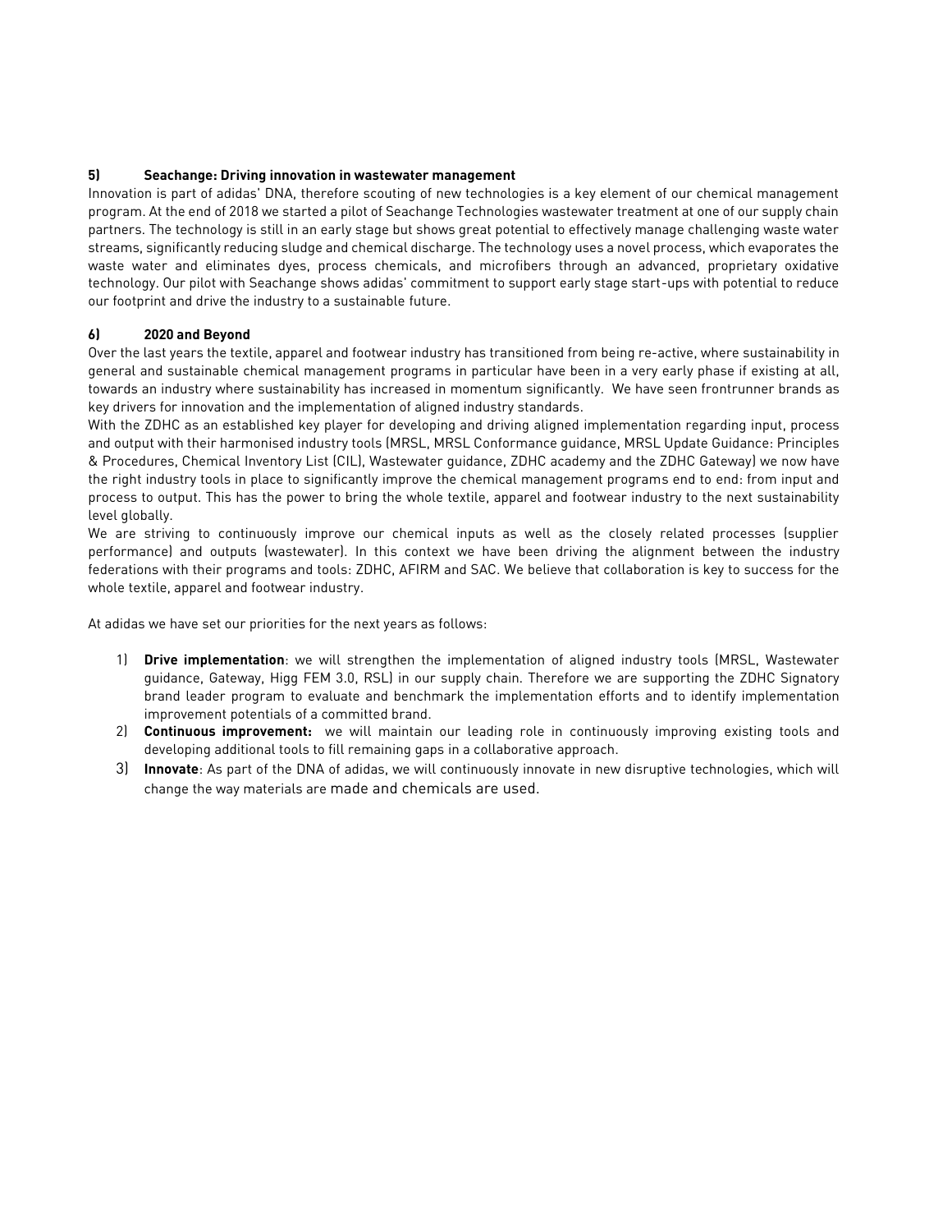**5) Seachange: Driving innovation in wastewater management**

Innovation is part of adidas' DNA, therefore scouting of new technologies is a key element of our chemical management program. At the end of 2018 we started a pilot of Seachange Technologies wastewater treatment at one of our supply chain partners. The technology is still in an early stage but shows great potential to effectively manage challenging waste water streams, significantly reducing sludge and chemical discharge. The technology uses a novel process, which evaporates the waste water and eliminates dyes, process chemicals, and microfibers through an advanced, proprietary oxidative technology. Our pilot with Seachange shows adidas' commitment to support early stage start-ups with potential to reduce our footprint and drive the industry to a sustainable future.

**6) 2020 and Beyond**

Over the last years the textile, apparel and footwear industry has transitioned from being re-active, where sustainability in general and sustainable chemical management programs in particular have been in a very early phase if existing at all, towards an industry where sustainability has increased in momentum significantly. We have seen frontrunner brands as key drivers for innovation and the implementation of aligned industry standards.

With the ZDHC as an established key player for developing and driving aligned implementation regarding input, process and output with their harmonised industry tools (MRSL, MRSL Conformance guidance, MRSL Update Guidance: Principles & Procedures, Chemical Inventory List (CIL), Wastewater guidance, ZDHC academy and the ZDHC Gateway) we now have the right industry tools in place to significantly improve the chemical management programs end to end: from input and process to output. This has the power to bring the whole textile, apparel and footwear industry to the next sustainability level globally.

We are striving to continuously improve our chemical inputs as well as the closely related processes (supplier performance) and outputs (wastewater). In this context we have been driving the alignment between the industry federations with their programs and tools: ZDHC, AFIRM and SAC. We believe that collaboration is key to success for the whole textile, apparel and footwear industry.

At adidas we have set our priorities for the next years as follows:

1) **Drive implementation**: we will strengthen the implementation of aligned industry tools (MRSL, Wastewater guidance, Gateway, Higg FEM 3.0, RSL) in our supply chain. Therefore we are supporting the ZDHC Signatory brand leader program to evaluate and benchmark the implementation efforts and to identify implementation improvement potentials of a committed brand.
2) **Continuous improvement:** we will maintain our leading role in continuously improving existing tools and developing additional tools to fill remaining gaps in a collaborative approach.
3) **Innovate**: As part of the DNA of adidas, we will continuously innovate in new disruptive technologies, which will change the way materials are made and chemicals are used.